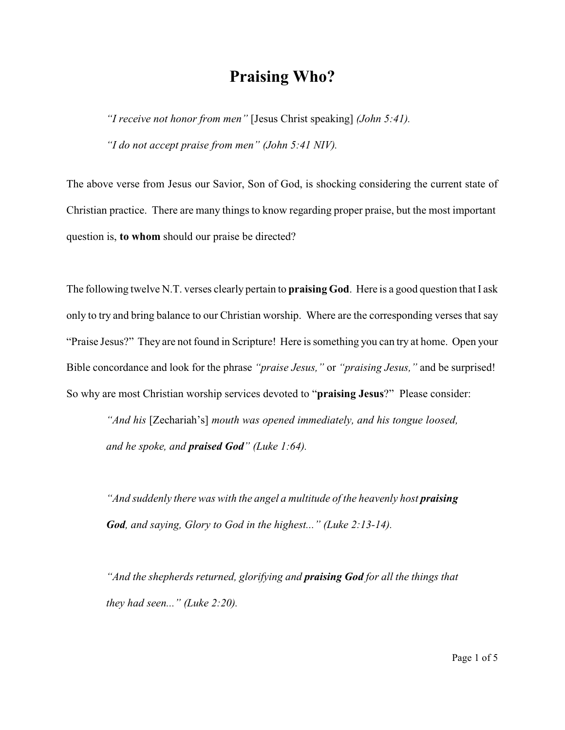# Praising Who?

> *"I receive not honor from men"* [Jesus Christ speaking] *(John 5:41).*
>
> *"I do not accept praise from men" (John 5:41 NIV).*

The above verse from Jesus our Savior, Son of God, is shocking considering the current state of Christian practice. There are many things to know regarding proper praise, but the most important question is, **to whom** should our praise be directed?

The following twelve N.T. verses clearly pertain to **praising God**. Here is a good question that I ask only to try and bring balance to our Christian worship. Where are the corresponding verses that say "Praise Jesus?" They are not found in Scripture! Here is something you can try at home. Open your Bible concordance and look for the phrase *"praise Jesus,"* or *"praising Jesus,"* and be surprised! So why are most Christian worship services devoted to "**praising Jesus**?" Please consider:

> *"And his* [Zechariah's] *mouth was opened immediately, and his tongue loosed, and he spoke, and **praised God**" (Luke 1:64).*
>
> *"And suddenly there was with the angel a multitude of the heavenly host **praising God**, and saying, Glory to God in the highest..." (Luke 2:13-14).*
>
> *"And the shepherds returned, glorifying and **praising God** for all the things that they had seen..." (Luke 2:20).*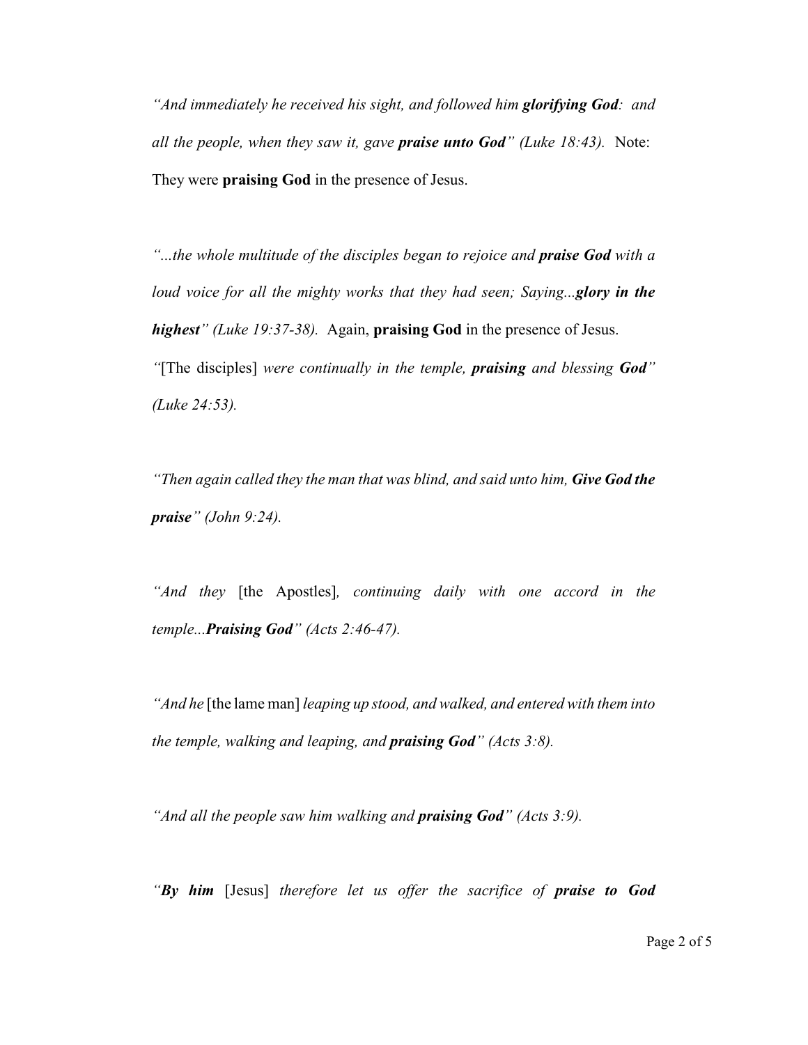*"And immediately he received his sight, and followed him **glorifying God**: and all the people, when they saw it, gave **praise unto God**" (Luke 18:43).* Note: They were **praising God** in the presence of Jesus.

*"...the whole multitude of the disciples began to rejoice and **praise God** with a loud voice for all the mighty works that they had seen; Saying...**glory in the highest**" (Luke 19:37-38).* Again, **praising God** in the presence of Jesus.

*"*[The disciples] *were continually in the temple, **praising** and blessing **God**" (Luke 24:53).*

*"Then again called they the man that was blind, and said unto him, **Give God the praise**" (John 9:24).*

*"And they* [the Apostles]*, continuing daily with one accord in the temple...**Praising God**" (Acts 2:46-47).*

*"And he* [the lame man] *leaping up stood, and walked, and entered with them into the temple, walking and leaping, and **praising God**" (Acts 3:8).*

*"And all the people saw him walking and **praising God**" (Acts 3:9).*

*"**By him*** [Jesus] *therefore let us offer the sacrifice of **praise to God***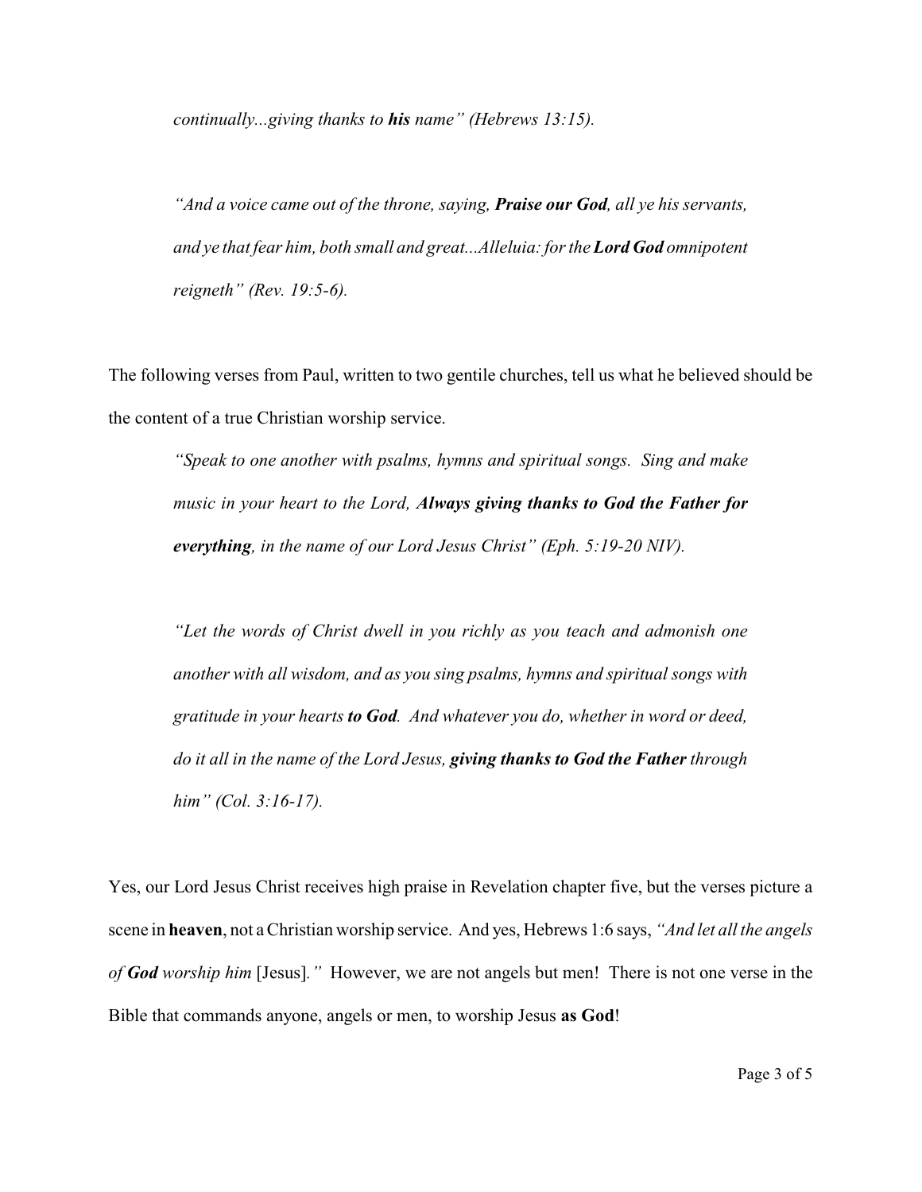*continually...giving thanks to **his** name" (Hebrews 13:15).*

*"And a voice came out of the throne, saying, **Praise our God**, all ye his servants, and ye that fear him, both small and great...Alleluia: for the **Lord God** omnipotent reigneth" (Rev. 19:5-6).*

The following verses from Paul, written to two gentile churches, tell us what he believed should be the content of a true Christian worship service.

> *"Speak to one another with psalms, hymns and spiritual songs. Sing and make music in your heart to the Lord, **Always giving thanks to God the Father for everything**, in the name of our Lord Jesus Christ" (Eph. 5:19-20 NIV).*
>
> *"Let the words of Christ dwell in you richly as you teach and admonish one another with all wisdom, and as you sing psalms, hymns and spiritual songs with gratitude in your hearts **to God**. And whatever you do, whether in word or deed, do it all in the name of the Lord Jesus, **giving thanks to God the Father** through him" (Col. 3:16-17).*

Yes, our Lord Jesus Christ receives high praise in Revelation chapter five, but the verses picture a scene in **heaven**, not a Christian worship service. And yes, Hebrews 1:6 says, *"And let all the angels of **God** worship him* [Jesus]*."* However, we are not angels but men! There is not one verse in the Bible that commands anyone, angels or men, to worship Jesus **as God**!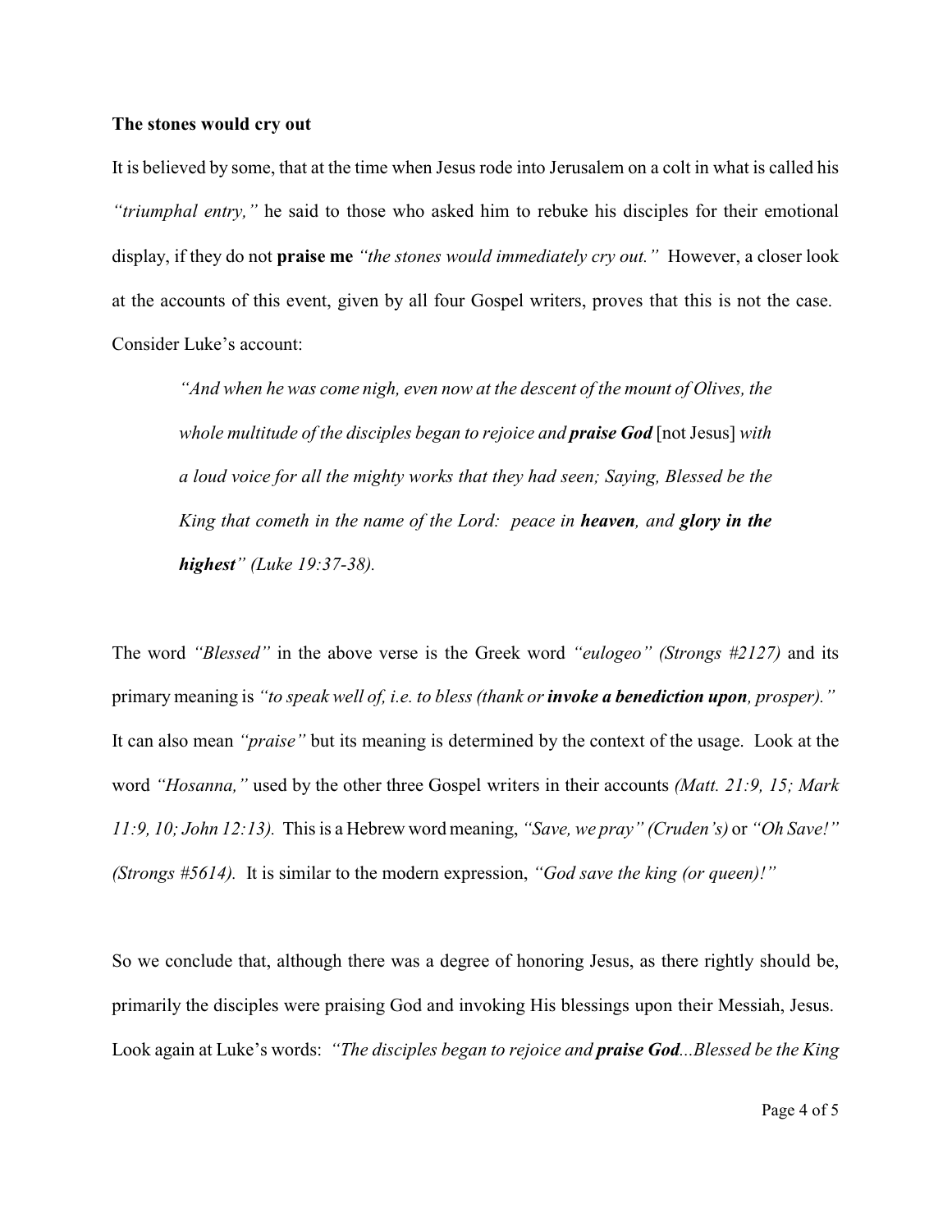**The stones would cry out**

It is believed by some, that at the time when Jesus rode into Jerusalem on a colt in what is called his *"triumphal entry,"* he said to those who asked him to rebuke his disciples for their emotional display, if they do not **praise me** *"the stones would immediately cry out."* However, a closer look at the accounts of this event, given by all four Gospel writers, proves that this is not the case. Consider Luke's account:

> *"And when he was come nigh, even now at the descent of the mount of Olives, the whole multitude of the disciples began to rejoice and **praise God*** [not Jesus] *with a loud voice for all the mighty works that they had seen; Saying, Blessed be the King that cometh in the name of the Lord: peace in **heaven**, and **glory in the highest**" (Luke 19:37-38).*

The word *"Blessed"* in the above verse is the Greek word *"eulogeo" (Strongs #2127)* and its primary meaning is *"to speak well of, i.e. to bless (thank or **invoke a benediction upon**, prosper)."* It can also mean *"praise"* but its meaning is determined by the context of the usage. Look at the word *"Hosanna,"* used by the other three Gospel writers in their accounts *(Matt. 21:9, 15; Mark 11:9, 10; John 12:13).* This is a Hebrew word meaning, *"Save, we pray" (Cruden's)* or *"Oh Save!" (Strongs #5614).* It is similar to the modern expression, *"God save the king (or queen)!"*

So we conclude that, although there was a degree of honoring Jesus, as there rightly should be, primarily the disciples were praising God and invoking His blessings upon their Messiah, Jesus. Look again at Luke's words: *"The disciples began to rejoice and **praise God**...Blessed be the King*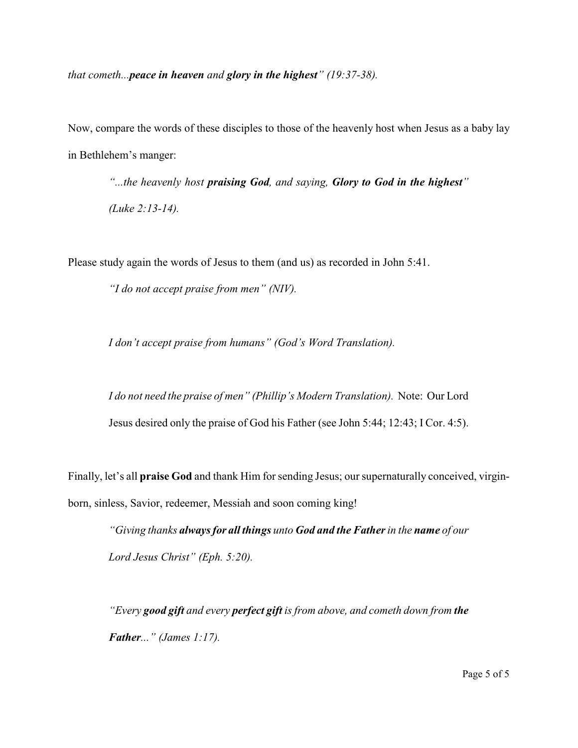*that cometh...**peace in heaven** and **glory in the highest**" (19:37-38).*

Now, compare the words of these disciples to those of the heavenly host when Jesus as a baby lay in Bethlehem's manger:

> *"...the heavenly host **praising God**, and saying, **Glory to God in the highest**" (Luke 2:13-14).*

Please study again the words of Jesus to them (and us) as recorded in John 5:41.

> *"I do not accept praise from men" (NIV).*
>
> *I don't accept praise from humans" (God's Word Translation).*
>
> *I do not need the praise of men" (Phillip's Modern Translation).* Note: Our Lord Jesus desired only the praise of God his Father (see John 5:44; 12:43; I Cor. 4:5).

Finally, let's all **praise God** and thank Him for sending Jesus; our supernaturally conceived, virgin-born, sinless, Savior, redeemer, Messiah and soon coming king!

> *"Giving thanks **always for all things** unto **God and the Father** in the **name** of our Lord Jesus Christ" (Eph. 5:20).*
>
> *"Every **good gift** and every **perfect gift** is from above, and cometh down from **the Father**..." (James 1:17).*